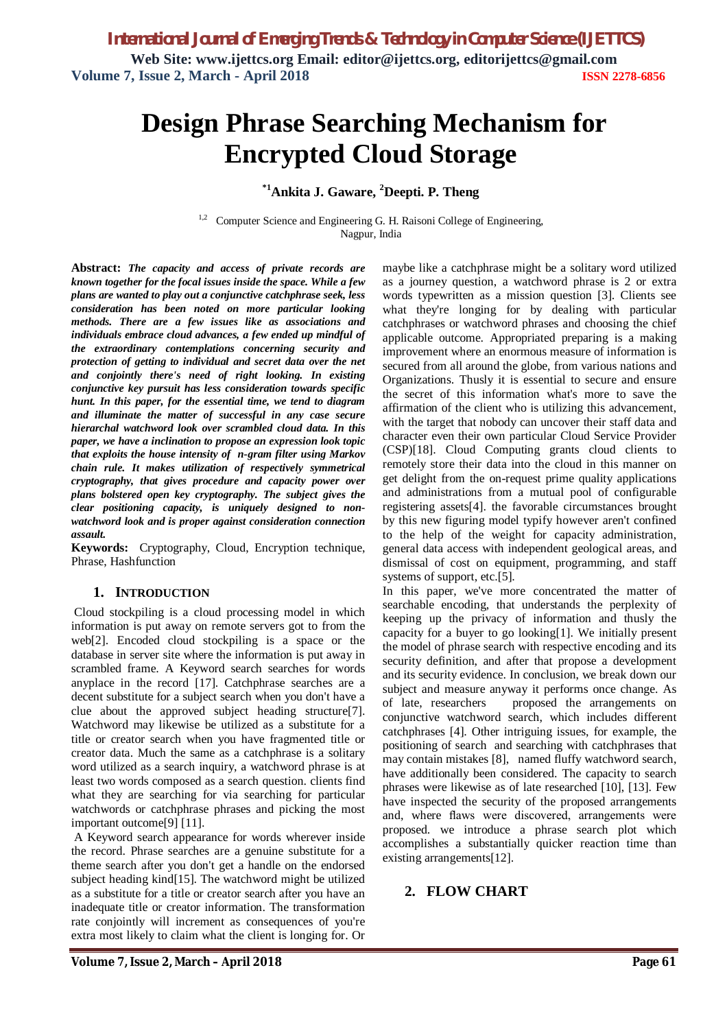# Design Phrase Searching Mechanism for Encrypted Cloud Storage

**[*1]Ankita J. Gaware, [2]Deepti. P. Theng**

[1,2] Computer Science and Engineering G. H. Raisoni College of Engineering, Nagpur, India

**Abstract:** ***The capacity and access of private records are known together for the focal issues inside the space. While a few plans are wanted to play out a conjunctive catchphrase seek, less consideration has been noted on more particular looking methods. There are a few issues like as associations and individuals embrace cloud advances, a few ended up mindful of the extraordinary contemplations concerning security and protection of getting to individual and secret data over the net and conjointly there's need of right looking. In existing conjunctive key pursuit has less consideration towards specific hunt. In this paper, for the essential time, we tend to diagram and illuminate the matter of successful in any case secure hierarchal watchword look over scrambled cloud data. In this paper, we have a inclination to propose an expression look topic that exploits the house intensity of n-gram filter using Markov chain rule. It makes utilization of respectively symmetrical cryptography, that gives procedure and capacity power over plans bolstered open key cryptography. The subject gives the clear positioning capacity, is uniquely designed to non-watchword look and is proper against consideration connection assault.***

**Keywords:** Cryptography, Cloud, Encryption technique, Phrase, Hashfunction

## 1. INTRODUCTION

Cloud stockpiling is a cloud processing model in which information is put away on remote servers got to from the web[2]. Encoded cloud stockpiling is a space or the database in server site where the information is put away in scrambled frame. A Keyword search searches for words anyplace in the record [17]. Catchphrase searches are a decent substitute for a subject search when you don't have a clue about the approved subject heading structure[7]. Watchword may likewise be utilized as a substitute for a title or creator search when you have fragmented title or creator data. Much the same as a catchphrase is a solitary word utilized as a search inquiry, a watchword phrase is at least two words composed as a search question. clients find what they are searching for via searching for particular watchwords or catchphrase phrases and picking the most important outcome[9] [11].

A Keyword search appearance for words wherever inside the record. Phrase searches are a genuine substitute for a theme search after you don't get a handle on the endorsed subject heading kind[15]. The watchword might be utilized as a substitute for a title or creator search after you have an inadequate title or creator information. The transformation rate conjointly will increment as consequences of you're extra most likely to claim what the client is longing for. Or maybe like a catchphrase might be a solitary word utilized as a journey question, a watchword phrase is 2 or extra words typewritten as a mission question [3]. Clients see what they're longing for by dealing with particular catchphrases or watchword phrases and choosing the chief applicable outcome. Appropriated preparing is a making improvement where an enormous measure of information is secured from all around the globe, from various nations and Organizations. Thusly it is essential to secure and ensure the secret of this information what's more to save the affirmation of the client who is utilizing this advancement, with the target that nobody can uncover their staff data and character even their own particular Cloud Service Provider (CSP)[18]. Cloud Computing grants cloud clients to remotely store their data into the cloud in this manner on get delight from the on-request prime quality applications and administrations from a mutual pool of configurable registering assets[4]. the favorable circumstances brought by this new figuring model typify however aren't confined to the help of the weight for capacity administration, general data access with independent geological areas, and dismissal of cost on equipment, programming, and staff systems of support, etc.[5].

In this paper, we've more concentrated the matter of searchable encoding, that understands the perplexity of keeping up the privacy of information and thusly the capacity for a buyer to go looking[1]. We initially present the model of phrase search with respective encoding and its security definition, and after that propose a development and its security evidence. In conclusion, we break down our subject and measure anyway it performs once change. As of late, researchers proposed the arrangements on conjunctive watchword search, which includes different catchphrases [4]. Other intriguing issues, for example, the positioning of search and searching with catchphrases that may contain mistakes [8], named fluffy watchword search, have additionally been considered. The capacity to search phrases were likewise as of late researched [10], [13]. Few have inspected the security of the proposed arrangements and, where flaws were discovered, arrangements were proposed. we introduce a phrase search plot which accomplishes a substantially quicker reaction time than existing arrangements[12].

## 2. FLOW CHART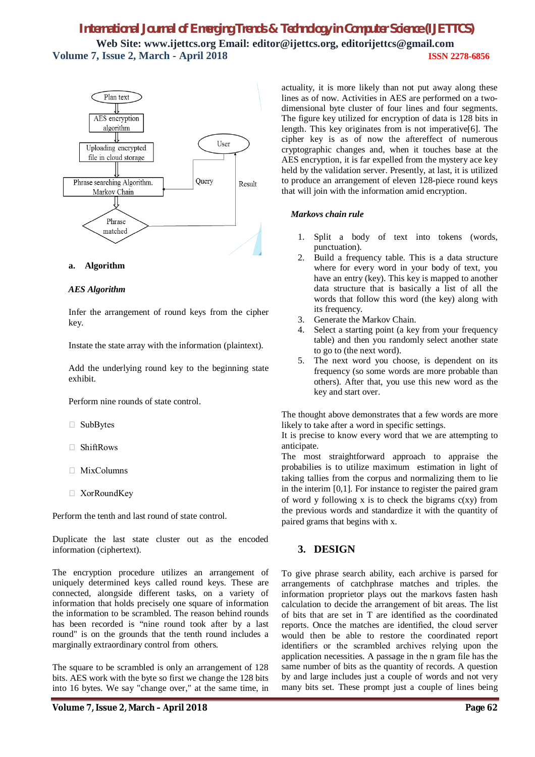Plan text

AES encryption algorithm

Uploading encrypted file in cloud storage

Phrase searching Algorithm. Markov Chain

Phrase matched

User

Query

Result

**a. Algorithm**

***AES Algorithm***

Infer the arrangement of round keys from the cipher key.

Instate the state array with the information (plaintext).

Add the underlying round key to the beginning state exhibit.

Perform nine rounds of state control.

-  SubBytes
-  ShiftRows
-  MixColumns
-  XorRoundKey

Perform the tenth and last round of state control.

Duplicate the last state cluster out as the encoded information (ciphertext).

The encryption procedure utilizes an arrangement of uniquely determined keys called round keys. These are connected, alongside different tasks, on a variety of information that holds precisely one square of information the information to be scrambled. The reason behind rounds has been recorded is "nine round took after by a last round" is on the grounds that the tenth round includes a marginally extraordinary control from others.

The square to be scrambled is only an arrangement of 128 bits. AES work with the byte so first we change the 128 bits into 16 bytes. We say "change over," at the same time, in actuality, it is more likely than not put away along these lines as of now. Activities in AES are performed on a two-dimensional byte cluster of four lines and four segments. The figure key utilized for encryption of data is 128 bits in length. This key originates from is not imperative[6]. The cipher key is as of now the aftereffect of numerous cryptographic changes and, when it touches base at the AES encryption, it is far expelled from the mystery ace key held by the validation server. Presently, at last, it is utilized to produce an arrangement of eleven 128-piece round keys that will join with the information amid encryption.

***Markovs chain rule***

1. Split a body of text into tokens (words, punctuation).
2. Build a frequency table. This is a data structure where for every word in your body of text, you have an entry (key). This key is mapped to another data structure that is basically a list of all the words that follow this word (the key) along with its frequency.
3. Generate the Markov Chain.
4. Select a starting point (a key from your frequency table) and then you randomly select another state to go to (the next word).
5. The next word you choose, is dependent on its frequency (so some words are more probable than others). After that, you use this new word as the key and start over.

The thought above demonstrates that a few words are more likely to take after a word in specific settings.
It is precise to know every word that we are attempting to anticipate.
The most straightforward approach to appraise the probabilies is to utilize maximum estimation in light of taking tallies from the corpus and normalizing them to lie in the interim [0,1]. For instance to register the paired gram of word y following x is to check the bigrams c(xy) from the previous words and standardize it with the quantity of paired grams that begins with x.

## 3. DESIGN

To give phrase search ability, each archive is parsed for arrangements of catchphrase matches and triples. the information proprietor plays out the markovs fasten hash calculation to decide the arrangement of bit areas. The list of bits that are set in T are identified as the coordinated reports. Once the matches are identified, the cloud server would then be able to restore the coordinated report identifiers or the scrambled archives relying upon the application necessities. A passage in the n gram file has the same number of bits as the quantity of records. A question by and large includes just a couple of words and not very many bits set. These prompt just a couple of lines being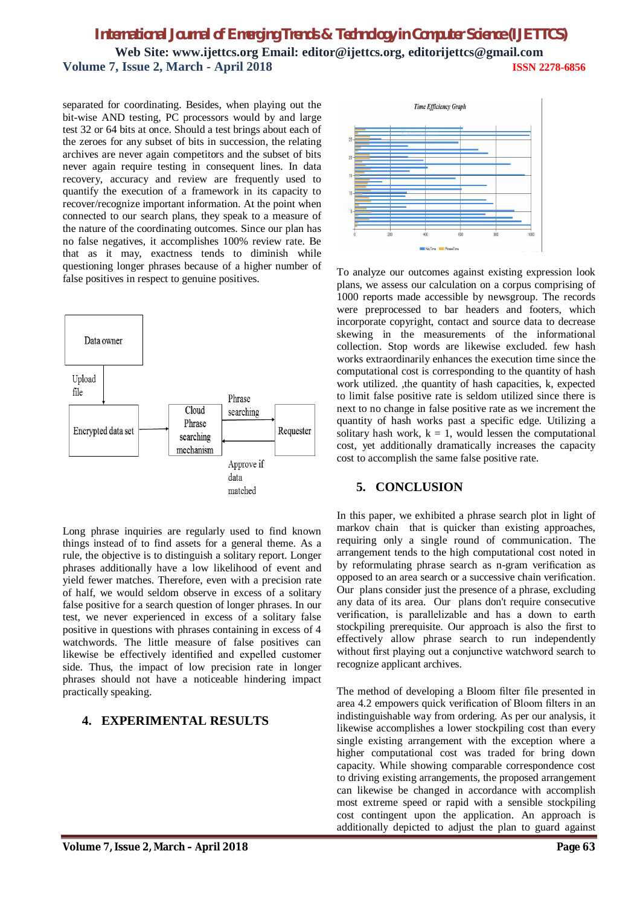separated for coordinating. Besides, when playing out the bit-wise AND testing, PC processors would by and large test 32 or 64 bits at once. Should a test brings about each of the zeroes for any subset of bits in succession, the relating archives are never again competitors and the subset of bits never again require testing in consequent lines. In data recovery, accuracy and review are frequently used to quantify the execution of a framework in its capacity to recover/recognize important information. At the point when connected to our search plans, they speak to a measure of the nature of the coordinating outcomes. Since our plan has no false negatives, it accomplishes 100% review rate. Be that as it may, exactness tends to diminish while questioning longer phrases because of a higher number of false positives in respect to genuine positives.

Data owner

Upload file

Encrypted data set

Cloud Phrase searching mechanism

Phrase searching

Requester

Approve if data matched

Long phrase inquiries are regularly used to find known things instead of to find assets for a general theme. As a rule, the objective is to distinguish a solitary report. Longer phrases additionally have a low likelihood of event and yield fewer matches. Therefore, even with a precision rate of half, we would seldom observe in excess of a solitary false positive for a search question of longer phrases. In our test, we never experienced in excess of a solitary false positive in questions with phrases containing in excess of 4 watchwords. The little measure of false positives can likewise be effectively identified and expelled customer side. Thus, the impact of low precision rate in longer phrases should not have a noticeable hindering impact practically speaking.

## 4. EXPERIMENTAL RESULTS

Time Efficiency Graph

KeyTime PhraseTime

To analyze our outcomes against existing expression look plans, we assess our calculation on a corpus comprising of 1000 reports made accessible by newsgroup. The records were preprocessed to bar headers and footers, which incorporate copyright, contact and source data to decrease skewing in the measurements of the informational collection. Stop words are likewise excluded. few hash works extraordinarily enhances the execution time since the computational cost is corresponding to the quantity of hash work utilized. ,the quantity of hash capacities, k, expected to limit false positive rate is seldom utilized since there is next to no change in false positive rate as we increment the quantity of hash works past a specific edge. Utilizing a solitary hash work, k = 1, would lessen the computational cost, yet additionally dramatically increases the capacity cost to accomplish the same false positive rate.

## 5. CONCLUSION

In this paper, we exhibited a phrase search plot in light of markov chain that is quicker than existing approaches, requiring only a single round of communication. The arrangement tends to the high computational cost noted in by reformulating phrase search as n-gram verification as opposed to an area search or a successive chain verification. Our plans consider just the presence of a phrase, excluding any data of its area. Our plans don't require consecutive verification, is parallelizable and has a down to earth stockpiling prerequisite. Our approach is also the first to effectively allow phrase search to run independently without first playing out a conjunctive watchword search to recognize applicant archives.

The method of developing a Bloom filter file presented in area 4.2 empowers quick verification of Bloom filters in an indistinguishable way from ordering. As per our analysis, it likewise accomplishes a lower stockpiling cost than every single existing arrangement with the exception where a higher computational cost was traded for bring down capacity. While showing comparable correspondence cost to driving existing arrangements, the proposed arrangement can likewise be changed in accordance with accomplish most extreme speed or rapid with a sensible stockpiling cost contingent upon the application. An approach is additionally depicted to adjust the plan to guard against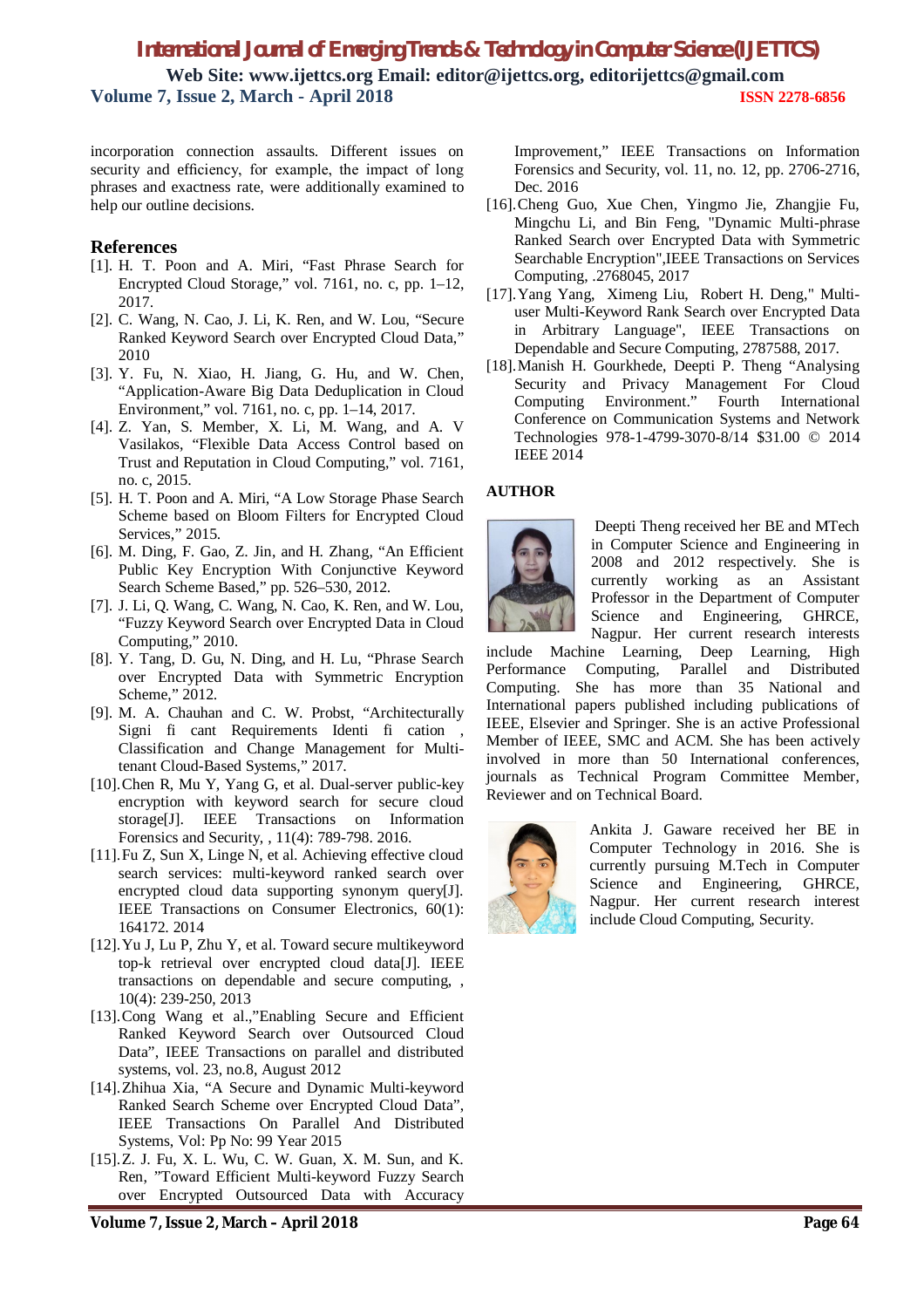incorporation connection assaults. Different issues on security and efficiency, for example, the impact of long phrases and exactness rate, were additionally examined to help our outline decisions.

## References

[1]. H. T. Poon and A. Miri, "Fast Phrase Search for Encrypted Cloud Storage," vol. 7161, no. c, pp. 1–12, 2017.

[2]. C. Wang, N. Cao, J. Li, K. Ren, and W. Lou, "Secure Ranked Keyword Search over Encrypted Cloud Data," 2010

[3]. Y. Fu, N. Xiao, H. Jiang, G. Hu, and W. Chen, "Application-Aware Big Data Deduplication in Cloud Environment," vol. 7161, no. c, pp. 1–14, 2017.

[4]. Z. Yan, S. Member, X. Li, M. Wang, and A. V Vasilakos, "Flexible Data Access Control based on Trust and Reputation in Cloud Computing," vol. 7161, no. c, 2015.

[5]. H. T. Poon and A. Miri, "A Low Storage Phase Search Scheme based on Bloom Filters for Encrypted Cloud Services," 2015.

[6]. M. Ding, F. Gao, Z. Jin, and H. Zhang, "An Efficient Public Key Encryption With Conjunctive Keyword Search Scheme Based," pp. 526–530, 2012.

[7]. J. Li, Q. Wang, C. Wang, N. Cao, K. Ren, and W. Lou, "Fuzzy Keyword Search over Encrypted Data in Cloud Computing," 2010.

[8]. Y. Tang, D. Gu, N. Ding, and H. Lu, "Phrase Search over Encrypted Data with Symmetric Encryption Scheme," 2012.

[9]. M. A. Chauhan and C. W. Probst, "Architecturally Signi fi cant Requirements Identi fi cation , Classification and Change Management for Multi-tenant Cloud-Based Systems," 2017.

[10]. Chen R, Mu Y, Yang G, et al. Dual-server public-key encryption with keyword search for secure cloud storage[J]. IEEE Transactions on Information Forensics and Security, , 11(4): 789-798. 2016.

[11]. Fu Z, Sun X, Linge N, et al. Achieving effective cloud search services: multi-keyword ranked search over encrypted cloud data supporting synonym query[J]. IEEE Transactions on Consumer Electronics, 60(1): 164172. 2014

[12]. Yu J, Lu P, Zhu Y, et al. Toward secure multikeyword top-k retrieval over encrypted cloud data[J]. IEEE transactions on dependable and secure computing, , 10(4): 239-250, 2013

[13]. Cong Wang et al.,"Enabling Secure and Efficient Ranked Keyword Search over Outsourced Cloud Data", IEEE Transactions on parallel and distributed systems, vol. 23, no.8, August 2012

[14]. Zhihua Xia, "A Secure and Dynamic Multi-keyword Ranked Search Scheme over Encrypted Cloud Data", IEEE Transactions On Parallel And Distributed Systems, Vol: Pp No: 99 Year 2015

[15]. Z. J. Fu, X. L. Wu, C. W. Guan, X. M. Sun, and K. Ren, "Toward Efficient Multi-keyword Fuzzy Search over Encrypted Outsourced Data with Accuracy Improvement," IEEE Transactions on Information Forensics and Security, vol. 11, no. 12, pp. 2706-2716, Dec. 2016

[16]. Cheng Guo, Xue Chen, Yingmo Jie, Zhangjie Fu, Mingchu Li, and Bin Feng, "Dynamic Multi-phrase Ranked Search over Encrypted Data with Symmetric Searchable Encryption",IEEE Transactions on Services Computing, .2768045, 2017

[17]. Yang Yang, Ximeng Liu, Robert H. Deng," Multi-user Multi-Keyword Rank Search over Encrypted Data in Arbitrary Language", IEEE Transactions on Dependable and Secure Computing, 2787588, 2017.

[18]. Manish H. Gourkhede, Deepti P. Theng "Analysing Security and Privacy Management For Cloud Computing Environment." Fourth International Conference on Communication Systems and Network Technologies 978-1-4799-3070-8/14 $31.00 © 2014 IEEE 2014

## AUTHOR

Deepti Theng received her BE and MTech in Computer Science and Engineering in 2008 and 2012 respectively. She is currently working as an Assistant Professor in the Department of Computer Science and Engineering, GHRCE, Nagpur. Her current research interests include Machine Learning, Deep Learning, High Performance Computing, Parallel and Distributed Computing. She has more than 35 National and International papers published including publications of IEEE, Elsevier and Springer. She is an active Professional Member of IEEE, SMC and ACM. She has been actively involved in more than 50 International conferences, journals as Technical Program Committee Member, Reviewer and on Technical Board.

Ankita J. Gaware received her BE in Computer Technology in 2016. She is currently pursuing M.Tech in Computer Science and Engineering, GHRCE, Nagpur. Her current research interest include Cloud Computing, Security.